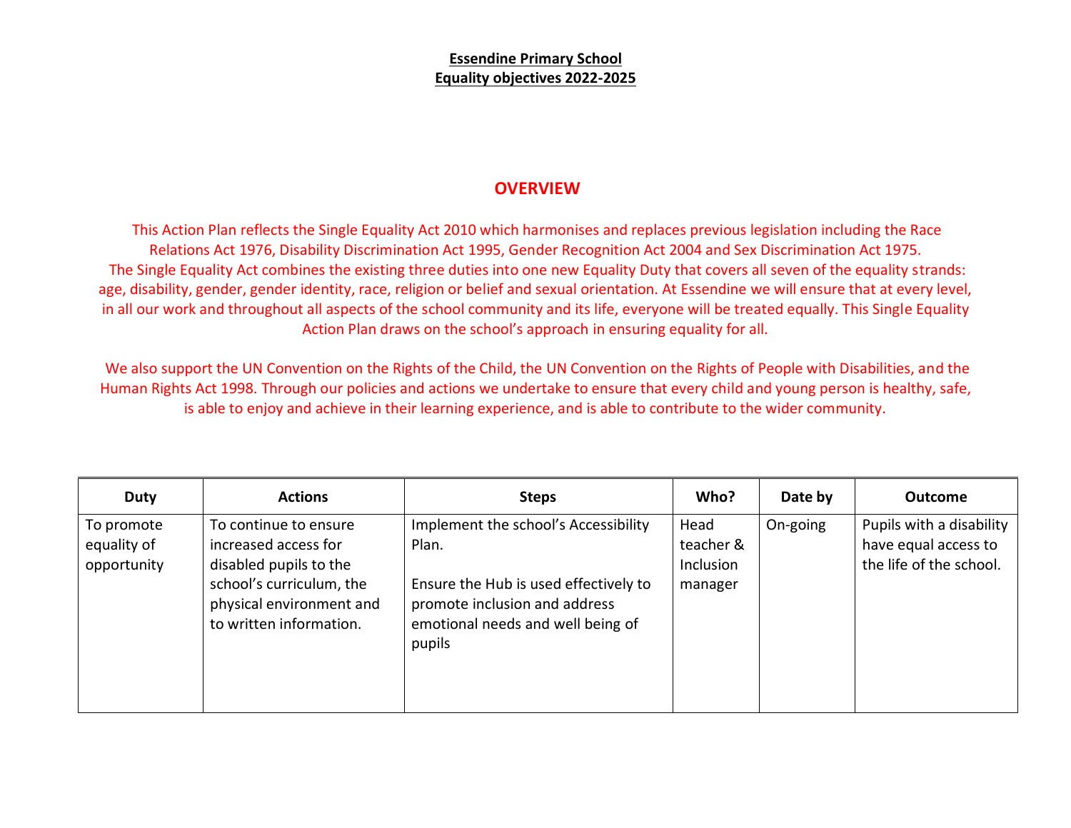**Essendine Primary School**
**Equality objectives 2022-2025**

## OVERVIEW

This Action Plan reflects the Single Equality Act 2010 which harmonises and replaces previous legislation including the Race Relations Act 1976, Disability Discrimination Act 1995, Gender Recognition Act 2004 and Sex Discrimination Act 1975. The Single Equality Act combines the existing three duties into one new Equality Duty that covers all seven of the equality strands: age, disability, gender, gender identity, race, religion or belief and sexual orientation. At Essendine we will ensure that at every level, in all our work and throughout all aspects of the school community and its life, everyone will be treated equally. This Single Equality Action Plan draws on the school's approach in ensuring equality for all.

We also support the UN Convention on the Rights of the Child, the UN Convention on the Rights of People with Disabilities, and the Human Rights Act 1998. Through our policies and actions we undertake to ensure that every child and young person is healthy, safe, is able to enjoy and achieve in their learning experience, and is able to contribute to the wider community.

| Duty | Actions | Steps | Who? | Date by | Outcome |
|---|---|---|---|---|---|
| To promote equality of opportunity | To continue to ensure increased access for disabled pupils to the school's curriculum, the physical environment and to written information. | Implement the school's Accessibility Plan.<br><br>Ensure the Hub is used effectively to promote inclusion and address emotional needs and well being of pupils | Head teacher & Inclusion manager | On-going | Pupils with a disability have equal access to the life of the school. |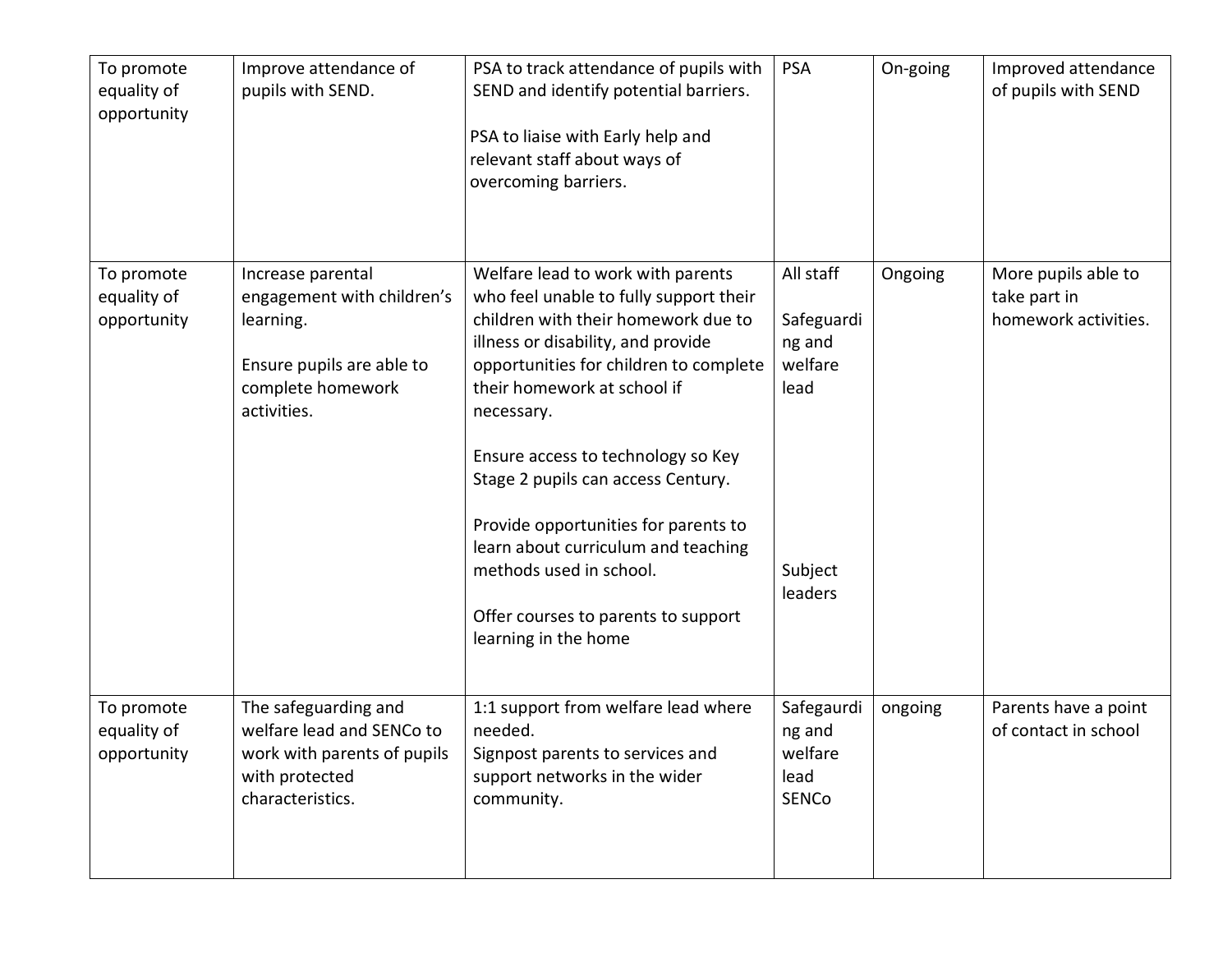| | | | | | |
|---|---|---|---|---|---|
| To promote equality of opportunity | Improve attendance of pupils with SEND. | PSA to track attendance of pupils with SEND and identify potential barriers.<br><br>PSA to liaise with Early help and relevant staff about ways of overcoming barriers. | PSA | On-going | Improved attendance of pupils with SEND |
| To promote equality of opportunity | Increase parental engagement with children's learning.<br><br>Ensure pupils are able to complete homework activities. | Welfare lead to work with parents who feel unable to fully support their children with their homework due to illness or disability, and provide opportunities for children to complete their homework at school if necessary.<br><br>Ensure access to technology so Key Stage 2 pupils can access Century.<br><br>Provide opportunities for parents to learn about curriculum and teaching methods used in school.<br><br>Offer courses to parents to support learning in the home | All staff<br><br>Safeguarding and welfare lead<br><br>Subject leaders | Ongoing | More pupils able to take part in homework activities. |
| To promote equality of opportunity | The safeguarding and welfare lead and SENCo to work with parents of pupils with protected characteristics. | 1:1 support from welfare lead where needed.<br>Signpost parents to services and support networks in the wider community. | Safeguarding and welfare lead SENCo | ongoing | Parents have a point of contact in school |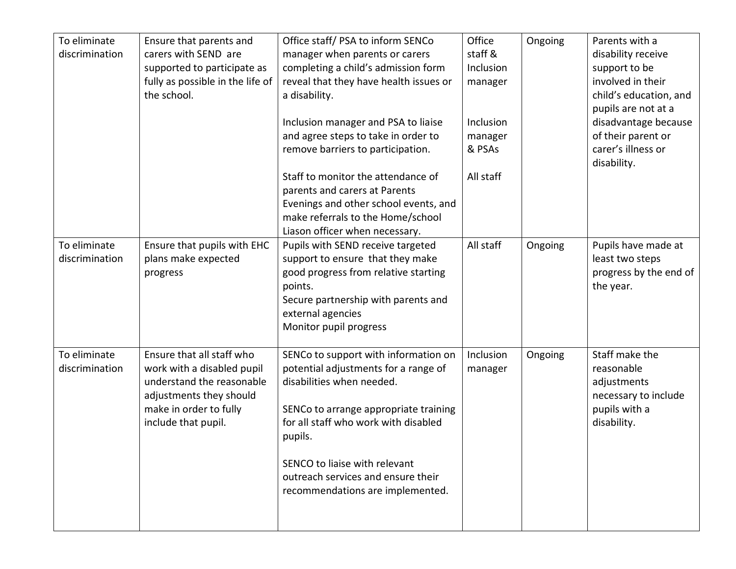| | | | | | |
|---|---|---|---|---|---|
| To eliminate discrimination | Ensure that parents and carers with SEND are supported to participate as fully as possible in the life of the school. | Office staff/ PSA to inform SENCo manager when parents or carers completing a child's admission form reveal that they have health issues or a disability.<br><br>Inclusion manager and PSA to liaise and agree steps to take in order to remove barriers to participation.<br><br>Staff to monitor the attendance of parents and carers at Parents Evenings and other school events, and make referrals to the Home/school Liason officer when necessary. | Office staff & Inclusion manager<br><br>Inclusion manager & PSAs<br><br>All staff | Ongoing | Parents with a disability receive support to be involved in their child's education, and pupils are not at a disadvantage because of their parent or carer's illness or disability. |
| To eliminate discrimination | Ensure that pupils with EHC plans make expected progress | Pupils with SEND receive targeted support to ensure that they make good progress from relative starting points.<br>Secure partnership with parents and external agencies<br>Monitor pupil progress | All staff | Ongoing | Pupils have made at least two steps progress by the end of the year. |
| To eliminate discrimination | Ensure that all staff who work with a disabled pupil understand the reasonable adjustments they should make in order to fully include that pupil. | SENCo to support with information on potential adjustments for a range of disabilities when needed.<br><br>SENCo to arrange appropriate training for all staff who work with disabled pupils.<br><br>SENCO to liaise with relevant outreach services and ensure their recommendations are implemented. | Inclusion manager | Ongoing | Staff make the reasonable adjustments necessary to include pupils with a disability. |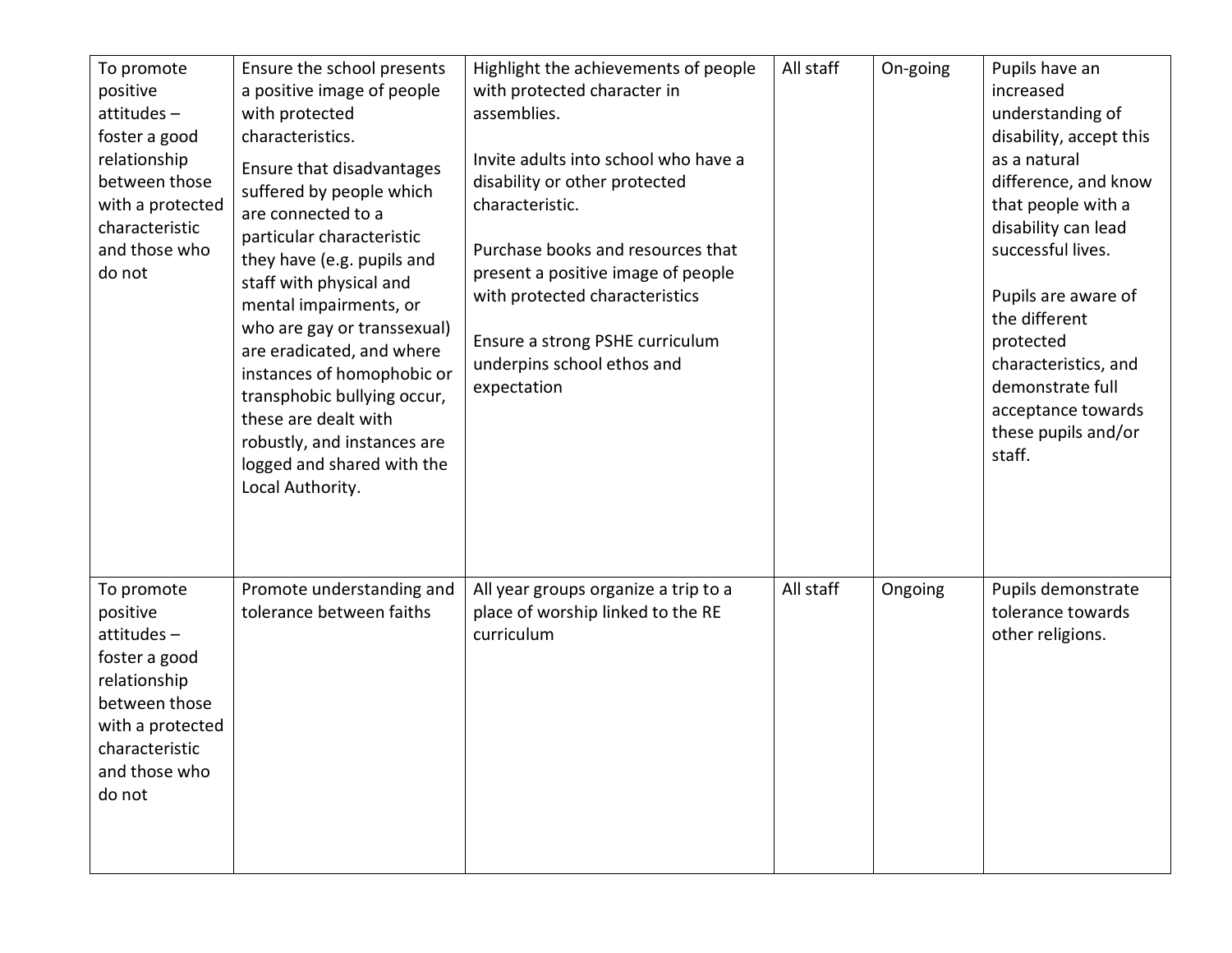| | | | | | |
|---|---|---|---|---|---|
| To promote positive attitudes – foster a good relationship between those with a protected characteristic and those who do not | Ensure the school presents a positive image of people with protected characteristics.<br><br>Ensure that disadvantages suffered by people which are connected to a particular characteristic they have (e.g. pupils and staff with physical and mental impairments, or who are gay or transsexual) are eradicated, and where instances of homophobic or transphobic bullying occur, these are dealt with robustly, and instances are logged and shared with the Local Authority. | Highlight the achievements of people with protected character in assemblies.<br><br>Invite adults into school who have a disability or other protected characteristic.<br><br>Purchase books and resources that present a positive image of people with protected characteristics<br><br>Ensure a strong PSHE curriculum underpins school ethos and expectation | All staff | On-going | Pupils have an increased understanding of disability, accept this as a natural difference, and know that people with a disability can lead successful lives.<br><br>Pupils are aware of the different protected characteristics, and demonstrate full acceptance towards these pupils and/or staff. |
| To promote positive attitudes – foster a good relationship between those with a protected characteristic and those who do not | Promote understanding and tolerance between faiths | All year groups organize a trip to a place of worship linked to the RE curriculum | All staff | Ongoing | Pupils demonstrate tolerance towards other religions. |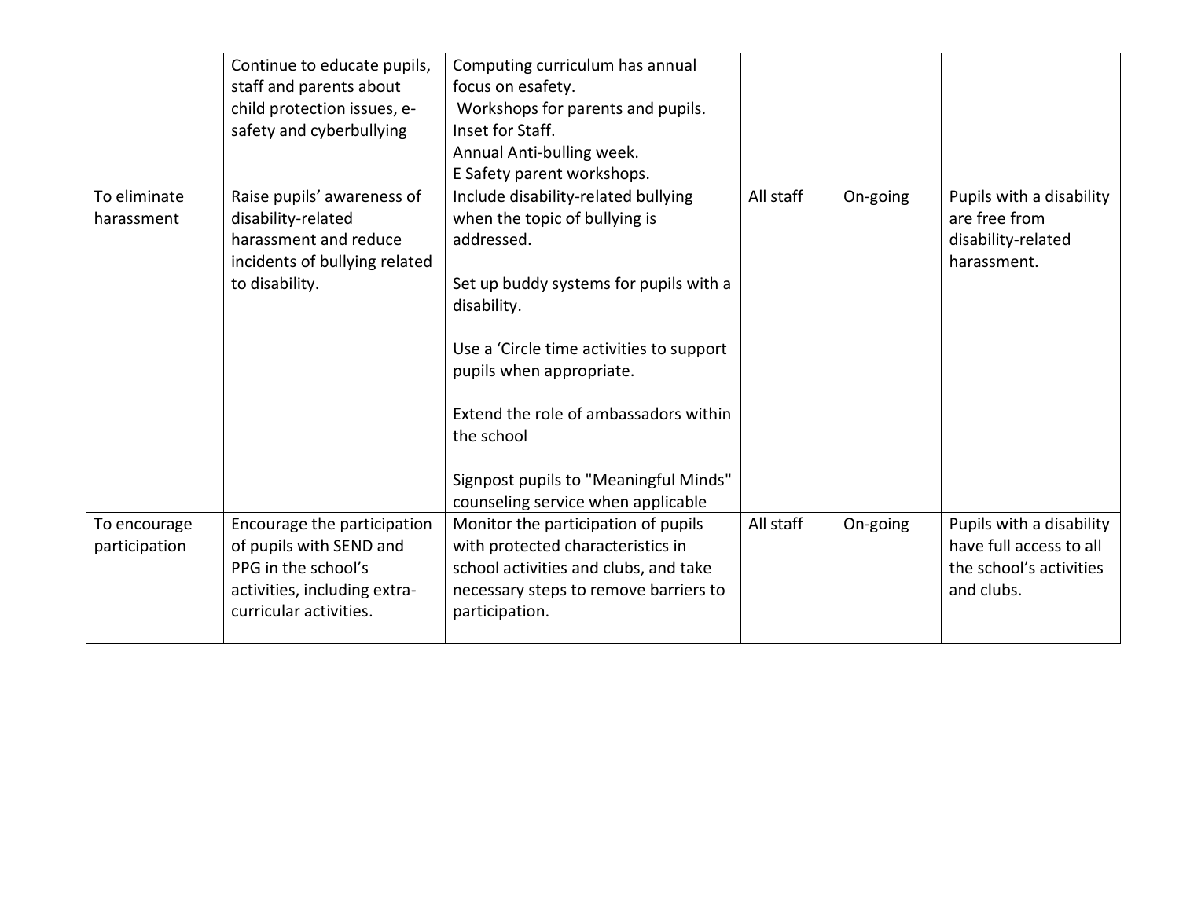| | | | | | |
|---|---|---|---|---|---|
| | Continue to educate pupils, staff and parents about child protection issues, e-safety and cyberbullying | Computing curriculum has annual focus on esafety.<br>Workshops for parents and pupils.<br>Inset for Staff.<br>Annual Anti-bulling week.<br>E Safety parent workshops. | | | |
| To eliminate harassment | Raise pupils' awareness of disability-related harassment and reduce incidents of bullying related to disability. | Include disability-related bullying when the topic of bullying is addressed.<br><br>Set up buddy systems for pupils with a disability.<br><br>Use a 'Circle time activities to support pupils when appropriate.<br><br>Extend the role of ambassadors within the school<br><br>Signpost pupils to "Meaningful Minds" counseling service when applicable | All staff | On-going | Pupils with a disability are free from disability-related harassment. |
| To encourage participation | Encourage the participation of pupils with SEND and PPG in the school's activities, including extra-curricular activities. | Monitor the participation of pupils with protected characteristics in school activities and clubs, and take necessary steps to remove barriers to participation. | All staff | On-going | Pupils with a disability have full access to all the school's activities and clubs. |